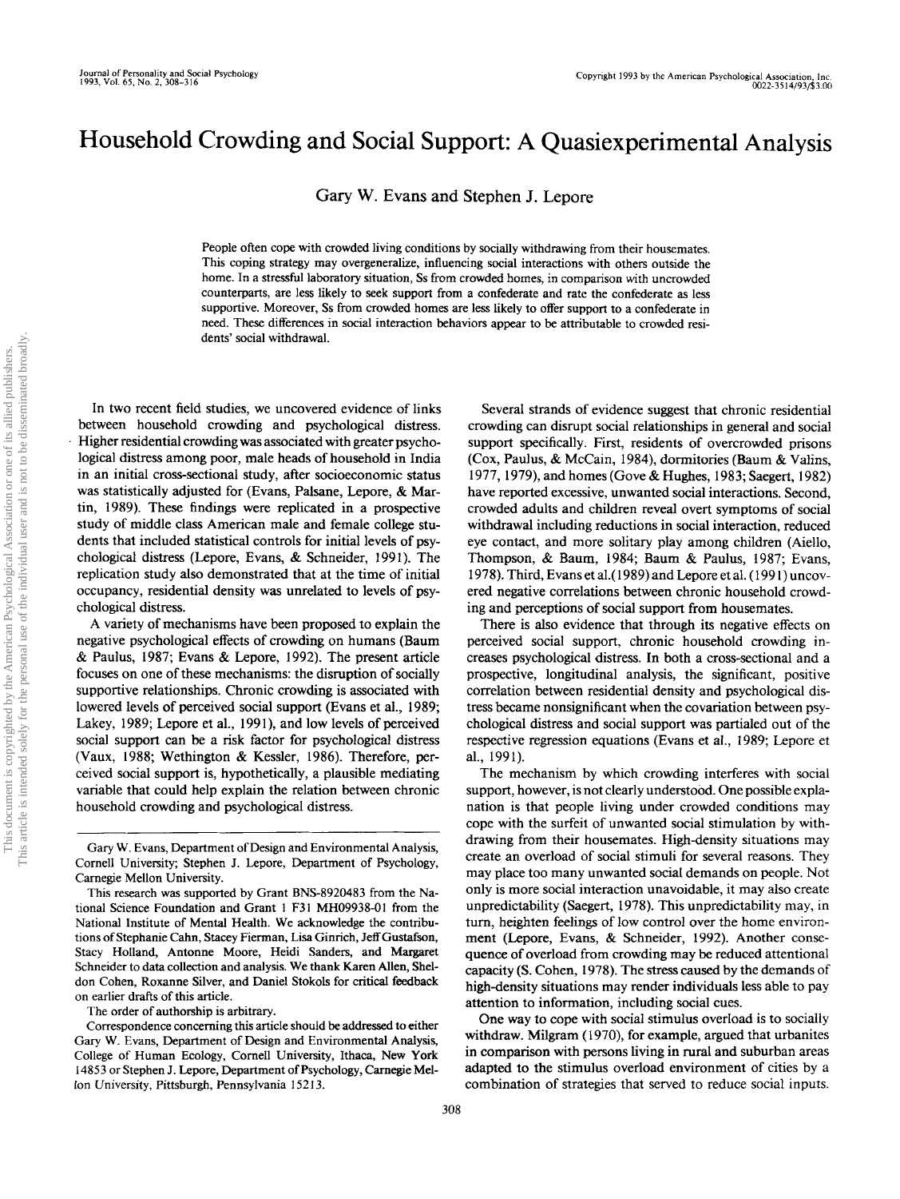# Household Crowding and Social Support: A Quasiexperimental Analysis

Gary W. Evans and Stephen J. Lepore

People often cope with crowded living conditions by socially withdrawing from their housemates. This coping strategy may overgeneralize, influencing social interactions with others outside the home. In a stressful laboratory situation, Ss from crowded homes, in comparison with uncrowded counterparts, are less likely to seek support from a confederate and rate the confederate as less supportive. Moreover, Ss from crowded homes are less likely to offer support to a confederate in need. These differences in social interaction behaviors appear to be attributable to crowded residents' social withdrawal.

In two recent field studies, we uncovered evidence of links between household crowding and psychological distress. Higher residential crowding was associated with greater psychological distress among poor, male heads of household in India in an initial cross-sectional study, after socioeconomic status was statistically adjusted for (Evans, Palsane, Lepore, & Martin, 1989). These findings were replicated in a prospective study of middle class American male and female college students that included statistical controls for initial levels of psychological distress (Lepore, Evans, & Schneider, 1991). The replication study also demonstrated that at the time of initial occupancy, residential density was unrelated to levels of psychological distress.

A variety of mechanisms have been proposed to explain the negative psychological effects of crowding on humans (Baum & Paulus, 1987; Evans & Lepore, 1992). The present article focuses on one of these mechanisms: the disruption of socially supportive relationships. Chronic crowding is associated with lowered levels of perceived social support (Evans et al., 1989; Lakey, 1989; Lepore et al., 1991), and low levels of perceived social support can be a risk factor for psychological distress (Vaux, 1988; Wethington & Kessler, 1986). Therefore, perceived social support is, hypothetically, a plausible mediating variable that could help explain the relation between chronic household crowding and psychological distress.

Several strands of evidence suggest that chronic residential crowding can disrupt social relationships in general and social support specifically. First, residents of overcrowded prisons (Cox, Paulus, & McCain, 1984), dormitories (Baum & Valins, 1977, 1979), and homes (Gove & Hughes, 1983; Saegert, 1982) have reported excessive, unwanted social interactions. Second, crowded adults and children reveal overt symptoms of social withdrawal including reductions in social interaction, reduced eye contact, and more solitary play among children (Aiello, Thompson, & Baum, 1984; Baum & Paulus, 1987; Evans, 1978). Third, Evans et al. (1989) and Lepore et al. (1991) uncovered negative correlations between chronic household crowding and perceptions of social support from housemates.

There is also evidence that through its negative effects on perceived social support, chronic household crowding increases psychological distress. In both a cross-sectional and a prospective, longitudinal analysis, the significant, positive correlation between residential density and psychological distress became nonsignificant when the covariation between psychological distress and social support was partialed out of the respective regression equations (Evans et al., 1989; Lepore et al., 1991).

The mechanism by which crowding interferes with social support, however, is not clearly understood. One possible explanation is that people living under crowded conditions may cope with the surfeit of unwanted social stimulation by withdrawing from their housemates. High-density situations may create an overload of social stimuli for several reasons. They may place too many unwanted social demands on people. Not only is more social interaction unavoidable, it may also create unpredictability (Saegert, 1978). This unpredictability may, in turn, heighten feelings of low control over the home environment (Lepore, Evans, & Schneider, 1992). Another consequence of overload from crowding may be reduced attentional capacity (S. Cohen, 1978). The stress caused by the demands of high-density situations may render individuals less able to pay attention to information, including social cues.

One way to cope with social stimulus overload is to socially withdraw. Milgram (1970), for example, argued that urbanites in comparison with persons living in rural and suburban areas adapted to the stimulus overload environment of cities by a combination of strategies that served to reduce social inputs.

---

Gary W. Evans, Department of Design and Environmental Analysis, Cornell University; Stephen J. Lepore, Department of Psychology, Carnegie Mellon University.

This research was supported by Grant BNS-8920483 from the National Science Foundation and Grant 1 F31 MH09938-01 from the National Institute of Mental Health. We acknowledge the contributions of Stephanie Cahn, Stacey Fierman, Lisa Ginrich, Jeff Gustafson, Stacy Holland, Antonne Moore, Heidi Sanders, and Margaret Schneider to data collection and analysis. We thank Karen Allen, Sheldon Cohen, Roxanne Silver, and Daniel Stokols for critical feedback on earlier drafts of this article.

The order of authorship is arbitrary.

Correspondence concerning this article should be addressed to either Gary W. Evans, Department of Design and Environmental Analysis, College of Human Ecology, Cornell University, Ithaca, New York 14853 or Stephen J. Lepore, Department of Psychology, Carnegie Mellon University, Pittsburgh, Pennsylvania 15213.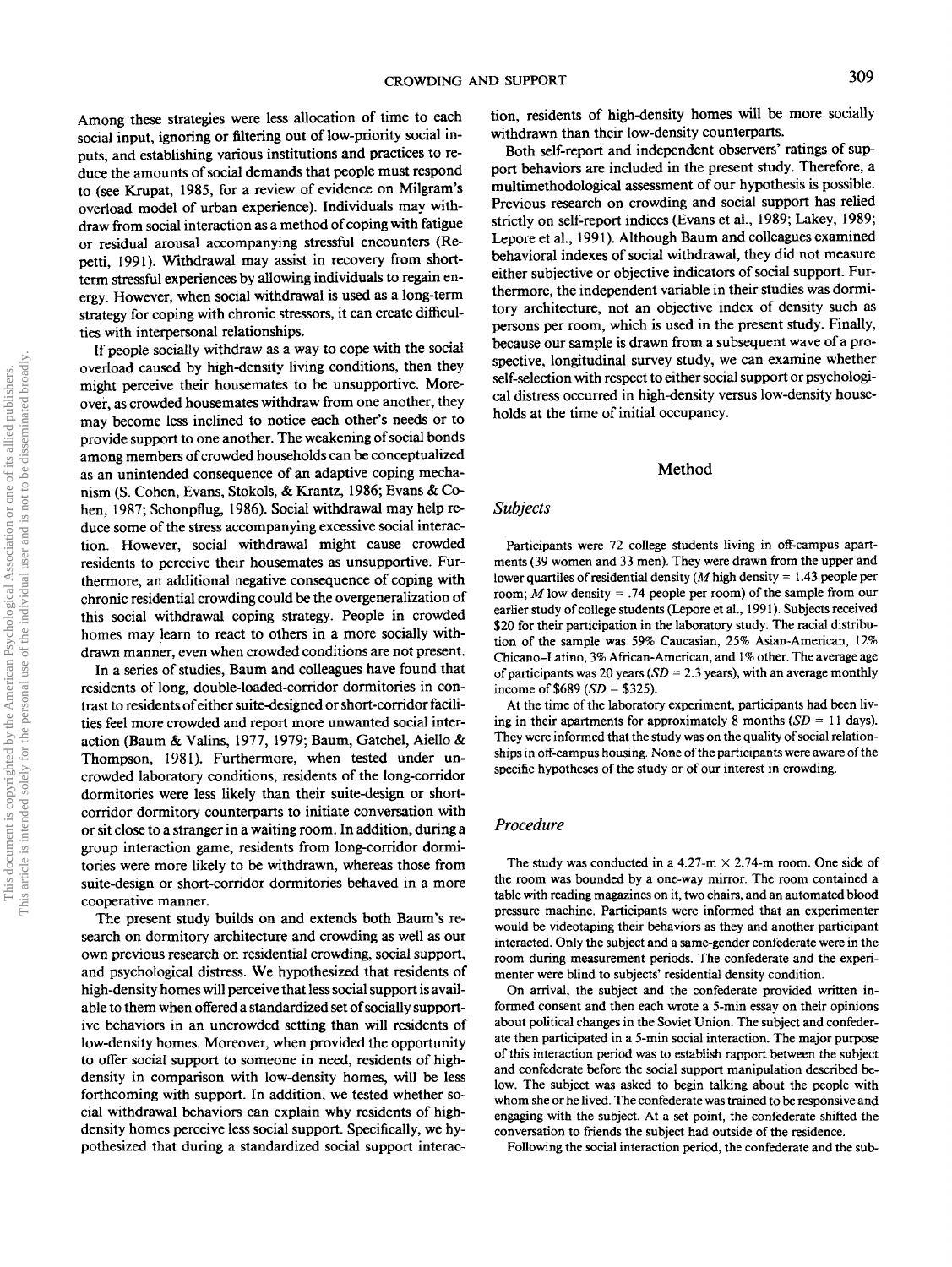Among these strategies were less allocation of time to each social input, ignoring or filtering out of low-priority social inputs, and establishing various institutions and practices to reduce the amounts of social demands that people must respond to (see Krupat, 1985, for a review of evidence on Milgram's overload model of urban experience). Individuals may withdraw from social interaction as a method of coping with fatigue or residual arousal accompanying stressful encounters (Repetti, 1991). Withdrawal may assist in recovery from short-term stressful experiences by allowing individuals to regain energy. However, when social withdrawal is used as a long-term strategy for coping with chronic stressors, it can create difficulties with interpersonal relationships.

If people socially withdraw as a way to cope with the social overload caused by high-density living conditions, then they might perceive their housemates to be unsupportive. Moreover, as crowded housemates withdraw from one another, they may become less inclined to notice each other's needs or to provide support to one another. The weakening of social bonds among members of crowded households can be conceptualized as an unintended consequence of an adaptive coping mechanism (S. Cohen, Evans, Stokols, & Krantz, 1986; Evans & Cohen, 1987; Schonpflug, 1986). Social withdrawal may help reduce some of the stress accompanying excessive social interaction. However, social withdrawal might cause crowded residents to perceive their housemates as unsupportive. Furthermore, an additional negative consequence of coping with chronic residential crowding could be the overgeneralization of this social withdrawal coping strategy. People in crowded homes may learn to react to others in a more socially withdrawn manner, even when crowded conditions are not present.

In a series of studies, Baum and colleagues have found that residents of long, double-loaded-corridor dormitories in contrast to residents of either suite-designed or short-corridor facilities feel more crowded and report more unwanted social interaction (Baum & Valins, 1977, 1979; Baum, Gatchel, Aiello & Thompson, 1981). Furthermore, when tested under uncrowded laboratory conditions, residents of the long-corridor dormitories were less likely than their suite-design or short-corridor dormitory counterparts to initiate conversation with or sit close to a stranger in a waiting room. In addition, during a group interaction game, residents from long-corridor dormitories were more likely to be withdrawn, whereas those from suite-design or short-corridor dormitories behaved in a more cooperative manner.

The present study builds on and extends both Baum's research on dormitory architecture and crowding as well as our own previous research on residential crowding, social support, and psychological distress. We hypothesized that residents of high-density homes will perceive that less social support is available to them when offered a standardized set of socially supportive behaviors in an uncrowded setting than will residents of low-density homes. Moreover, when provided the opportunity to offer social support to someone in need, residents of high-density in comparison with low-density homes, will be less forthcoming with support. In addition, we tested whether social withdrawal behaviors can explain why residents of high-density homes perceive less social support. Specifically, we hypothesized that during a standardized social support interaction, residents of high-density homes will be more socially withdrawn than their low-density counterparts.

Both self-report and independent observers' ratings of support behaviors are included in the present study. Therefore, a multimethodological assessment of our hypothesis is possible. Previous research on crowding and social support has relied strictly on self-report indices (Evans et al., 1989; Lakey, 1989; Lepore et al., 1991). Although Baum and colleagues examined behavioral indexes of social withdrawal, they did not measure either subjective or objective indicators of social support. Furthermore, the independent variable in their studies was dormitory architecture, not an objective index of density such as persons per room, which is used in the present study. Finally, because our sample is drawn from a subsequent wave of a prospective, longitudinal survey study, we can examine whether self-selection with respect to either social support or psychological distress occurred in high-density versus low-density households at the time of initial occupancy.

## Method

### Subjects

Participants were 72 college students living in off-campus apartments (39 women and 33 men). They were drawn from the upper and lower quartiles of residential density (*M* high density = 1.43 people per room; *M* low density = .74 people per room) of the sample from our earlier study of college students (Lepore et al., 1991). Subjects received \$20 for their participation in the laboratory study. The racial distribution of the sample was 59% Caucasian, 25% Asian-American, 12% Chicano–Latino, 3% African-American, and 1% other. The average age of participants was 20 years (*SD* = 2.3 years), with an average monthly income of \$689 (*SD* = \$325).

At the time of the laboratory experiment, participants had been living in their apartments for approximately 8 months (*SD* = 11 days). They were informed that the study was on the quality of social relationships in off-campus housing. None of the participants were aware of the specific hypotheses of the study or of our interest in crowding.

### Procedure

The study was conducted in a 4.27-m × 2.74-m room. One side of the room was bounded by a one-way mirror. The room contained a table with reading magazines on it, two chairs, and an automated blood pressure machine. Participants were informed that an experimenter would be videotaping their behaviors as they and another participant interacted. Only the subject and a same-gender confederate were in the room during measurement periods. The confederate and the experimenter were blind to subjects' residential density condition.

On arrival, the subject and the confederate provided written informed consent and then each wrote a 5-min essay on their opinions about political changes in the Soviet Union. The subject and confederate then participated in a 5-min social interaction. The major purpose of this interaction period was to establish rapport between the subject and confederate before the social support manipulation described below. The subject was asked to begin talking about the people with whom she or he lived. The confederate was trained to be responsive and engaging with the subject. At a set point, the confederate shifted the conversation to friends the subject had outside of the residence.

Following the social interaction period, the confederate and the sub-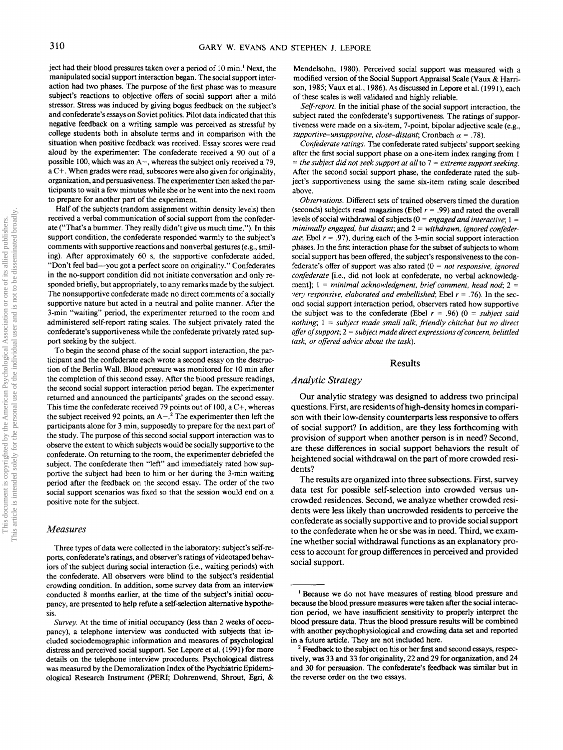ject had their blood pressures taken over a period of 10 min.[1] Next, the manipulated social support interaction began. The social support interaction had two phases. The purpose of the first phase was to measure subject's reactions to objective offers of social support after a mild stressor. Stress was induced by giving bogus feedback on the subject's and confederate's essays on Soviet politics. Pilot data indicated that this negative feedback on a writing sample was perceived as stressful by college students both in absolute terms and in comparison with the situation when positive feedback was received. Essay scores were read aloud by the experimenter: The confederate received a 90 out of a possible 100, which was an A−, whereas the subject only received a 79, a C+. When grades were read, subscores were also given for originality, organization, and persuasiveness. The experimenter then asked the participants to wait a few minutes while she or he went into the next room to prepare for another part of the experiment.

Half of the subjects (random assignment within density levels) then received a verbal communication of social support from the confederate ("That's a bummer. They really didn't give us much time."). In this support condition, the confederate responded warmly to the subject's comments with supportive reactions and nonverbal gestures (e.g., smiling). After approximately 60 s, the supportive confederate added, "Don't feel bad—you got a perfect score on originality." Confederates in the no-support condition did not initiate conversation and only responded briefly, but appropriately, to any remarks made by the subject. The nonsupportive confederate made no direct comments of a socially supportive nature but acted in a neutral and polite manner. After the 3-min "waiting" period, the experimenter returned to the room and administered self-report rating scales. The subject privately rated the confederate's supportiveness while the confederate privately rated support seeking by the subject.

To begin the second phase of the social support interaction, the participant and the confederate each wrote a second essay on the destruction of the Berlin Wall. Blood pressure was monitored for 10 min after the completion of this second essay. After the blood pressure readings, the second social support interaction period began. The experimenter returned and announced the participants' grades on the second essay. This time the confederate received 79 points out of 100, a C+, whereas the subject received 92 points, an A−.[2] The experimenter then left the participants alone for 3 min, supposedly to prepare for the next part of the study. The purpose of this second social support interaction was to observe the extent to which subjects would be socially supportive to the confederate. On returning to the room, the experimenter debriefed the subject. The confederate then "left" and immediately rated how supportive the subject had been to him or her during the 3-min waiting period after the feedback on the second essay. The order of the two social support scenarios was fixed so that the session would end on a positive note for the subject.

### Measures

Three types of data were collected in the laboratory: subject's self-reports, confederate's ratings, and observer's ratings of videotaped behaviors of the subject during social interaction (i.e., waiting periods) with the confederate. All observers were blind to the subject's residential crowding condition. In addition, some survey data from an interview conducted 8 months earlier, at the time of the subject's initial occupancy, are presented to help refute a self-selection alternative hypothesis.

*Survey.* At the time of initial occupancy (less than 2 weeks of occupancy), a telephone interview was conducted with subjects that included sociodemographic information and measures of psychological distress and perceived social support. See Lepore et al. (1991) for more details on the telephone interview procedures. Psychological distress was measured by the Demoralization Index of the Psychiatric Epidemiological Research Instrument (PERI; Dohrenwend, Shrout, Egri, & Mendelsohn, 1980). Perceived social support was measured with a modified version of the Social Support Appraisal Scale (Vaux & Harrison, 1985; Vaux et al., 1986). As discussed in Lepore et al. (1991), each of these scales is well validated and highly reliable.

*Self-report.* In the initial phase of the social support interaction, the subject rated the confederate's supportiveness. The ratings of supportiveness were made on a six-item, 7-point, bipolar adjective scale (e.g., *supportive–unsupportive, close–distant*; Cronbach $\alpha = .78$).

*Confederate ratings.* The confederate rated subjects' support seeking after the first social support phase on a one-item index ranging from 1 = *the subject did not seek support at all* to 7 = *extreme support seeking*. After the second social support phase, the confederate rated the subject's supportiveness using the same six-item rating scale described above.

*Observations.* Different sets of trained observers timed the duration (seconds) subjects read magazines (Ebel $r = .99$) and rated the overall levels of social withdrawal of subjects (0 = *engaged and interactive*; 1 = *minimally engaged, but distant*; and 2 = *withdrawn, ignored confederate*; Ebel $r = .97$), during each of the 3-min social support interaction phases. In the first interaction phase for the subset of subjects to whom social support has been offered, the subject's responsiveness to the confederate's offer of support was also rated (0 = *not responsive, ignored confederate* [i.e., did not look at confederate, no verbal acknowledgment]; 1 = *minimal acknowledgment, brief comment, head nod*; 2 = *very responsive, elaborated and embellished*; Ebel $r = .76$). In the second social support interaction period, observers rated how supportive the subject was to the confederate (Ebel $r = .96$) (0 = *subject said nothing*; 1 = *subject made small talk, friendly chitchat but no direct offer of support*; 2 = *subject made direct expressions of concern, belittled task, or offered advice about the task*).

## Results

### Analytic Strategy

Our analytic strategy was designed to address two principal questions. First, are residents of high-density homes in comparison with their low-density counterparts less responsive to offers of social support? In addition, are they less forthcoming with provision of support when another person is in need? Second, are these differences in social support behaviors the result of heightened social withdrawal on the part of more crowded residents?

The results are organized into three subsections. First, survey data test for possible self-selection into crowded versus uncrowded residences. Second, we analyze whether crowded residents were less likely than uncrowded residents to perceive the confederate as socially supportive and to provide social support to the confederate when he or she was in need. Third, we examine whether social withdrawal functions as an explanatory process to account for group differences in perceived and provided social support.

---

[1] Because we do not have measures of resting blood pressure and because the blood pressure measures were taken after the social interaction period, we have insufficient sensitivity to properly interpret the blood pressure data. Thus the blood pressure results will be combined with another psychophysiological and crowding data set and reported in a future article. They are not included here.

[2] Feedback to the subject on his or her first and second essays, respectively, was 33 and 33 for originality, 22 and 29 for organization, and 24 and 30 for persuasion. The confederate's feedback was similar but in the reverse order on the two essays.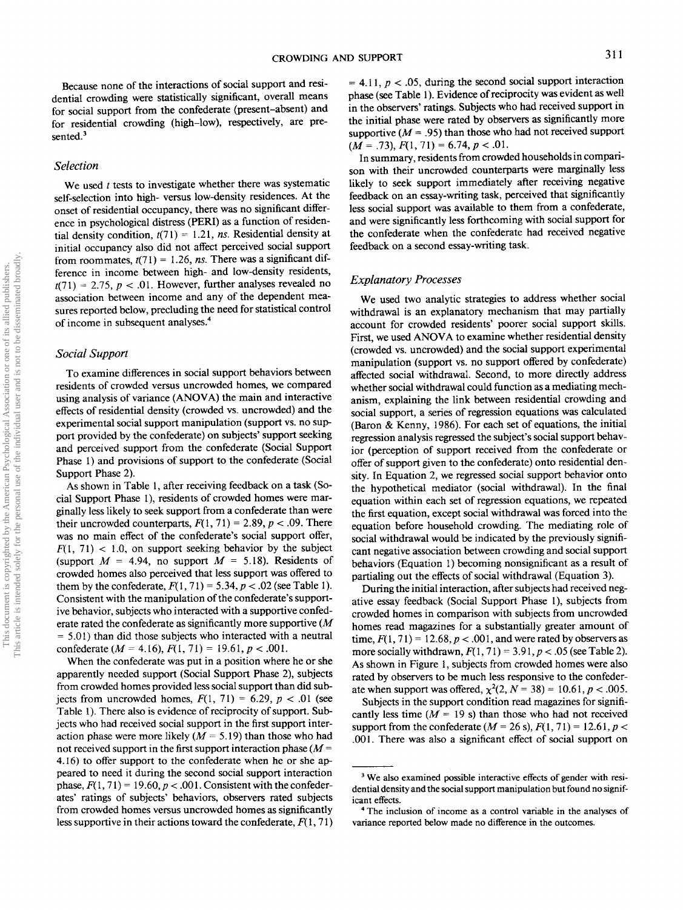Because none of the interactions of social support and residential crowding were statistically significant, overall means for social support from the confederate (present–absent) and for residential crowding (high–low), respectively, are presented.[3]

### Selection

We used *t* tests to investigate whether there was systematic self-selection into high- versus low-density residences. At the onset of residential occupancy, there was no significant difference in psychological distress (PERI) as a function of residential density condition, $t(71) = 1.21$, *ns*. Residential density at initial occupancy also did not affect perceived social support from roommates, $t(71) = 1.26$, *ns*. There was a significant difference in income between high- and low-density residents, $t(71) = 2.75$, $p < .01$. However, further analyses revealed no association between income and any of the dependent measures reported below, precluding the need for statistical control of income in subsequent analyses.[4]

### Social Support

To examine differences in social support behaviors between residents of crowded versus uncrowded homes, we compared using analysis of variance (ANOVA) the main and interactive effects of residential density (crowded vs. uncrowded) and the experimental social support manipulation (support vs. no support provided by the confederate) on subjects' support seeking and perceived support from the confederate (Social Support Phase 1) and provisions of support to the confederate (Social Support Phase 2).

As shown in Table 1, after receiving feedback on a task (Social Support Phase 1), residents of crowded homes were marginally less likely to seek support from a confederate than were their uncrowded counterparts, $F(1, 71) = 2.89$, $p < .09$. There was no main effect of the confederate's social support offer, $F(1, 71) < 1.0$, on support seeking behavior by the subject (support $M = 4.94$, no support $M = 5.18$). Residents of crowded homes also perceived that less support was offered to them by the confederate, $F(1, 71) = 5.34$, $p < .02$ (see Table 1). Consistent with the manipulation of the confederate's supportive behavior, subjects who interacted with a supportive confederate rated the confederate as significantly more supportive ($M = 5.01$) than did those subjects who interacted with a neutral confederate ($M = 4.16$), $F(1, 71) = 19.61$, $p < .001$.

When the confederate was put in a position where he or she apparently needed support (Social Support Phase 2), subjects from crowded homes provided less social support than did subjects from uncrowded homes, $F(1, 71) = 6.29$, $p < .01$ (see Table 1). There also is evidence of reciprocity of support. Subjects who had received social support in the first support interaction phase were more likely ($M = 5.19$) than those who had not received support in the first support interaction phase ($M = 4.16$) to offer support to the confederate when he or she appeared to need it during the second social support interaction phase, $F(1, 71) = 19.60$, $p < .001$. Consistent with the confederates' ratings of subjects' behaviors, observers rated subjects from crowded homes versus uncrowded homes as significantly less supportive in their actions toward the confederate, $F(1, 71) = 4.11$, $p < .05$, during the second social support interaction phase (see Table 1). Evidence of reciprocity was evident as well in the observers' ratings. Subjects who had received support in the initial phase were rated by observers as significantly more supportive ($M = .95$) than those who had not received support ($M = .73$), $F(1, 71) = 6.74$, $p < .01$.

In summary, residents from crowded households in comparison with their uncrowded counterparts were marginally less likely to seek support immediately after receiving negative feedback on an essay-writing task, perceived that significantly less social support was available to them from a confederate, and were significantly less forthcoming with social support for the confederate when the confederate had received negative feedback on a second essay-writing task.

### Explanatory Processes

We used two analytic strategies to address whether social withdrawal is an explanatory mechanism that may partially account for crowded residents' poorer social support skills. First, we used ANOVA to examine whether residential density (crowded vs. uncrowded) and the social support experimental manipulation (support vs. no support offered by confederate) affected social withdrawal. Second, to more directly address whether social withdrawal could function as a mediating mechanism, explaining the link between residential crowding and social support, a series of regression equations was calculated (Baron & Kenny, 1986). For each set of equations, the initial regression analysis regressed the subject's social support behavior (perception of support received from the confederate or offer of support given to the confederate) onto residential density. In Equation 2, we regressed social support behavior onto the hypothetical mediator (social withdrawal). In the final equation within each set of regression equations, we repeated the first equation, except social withdrawal was forced into the equation before household crowding. The mediating role of social withdrawal would be indicated by the previously significant negative association between crowding and social support behaviors (Equation 1) becoming nonsignificant as a result of partialing out the effects of social withdrawal (Equation 3).

During the initial interaction, after subjects had received negative essay feedback (Social Support Phase 1), subjects from crowded homes in comparison with subjects from uncrowded homes read magazines for a substantially greater amount of time, $F(1, 71) = 12.68$, $p < .001$, and were rated by observers as more socially withdrawn, $F(1, 71) = 3.91$, $p < .05$ (see Table 2). As shown in Figure 1, subjects from crowded homes were also rated by observers to be much less responsive to the confederate when support was offered, $\chi^2(2, N = 38) = 10.61$, $p < .005$.

Subjects in the support condition read magazines for significantly less time ($M = 19$ s) than those who had not received support from the confederate ($M = 26$ s), $F(1, 71) = 12.61$, $p < .001$. There was also a significant effect of social support on

---

[3] We also examined possible interactive effects of gender with residential density and the social support manipulation but found no significant effects.

[4] The inclusion of income as a control variable in the analyses of variance reported below made no difference in the outcomes.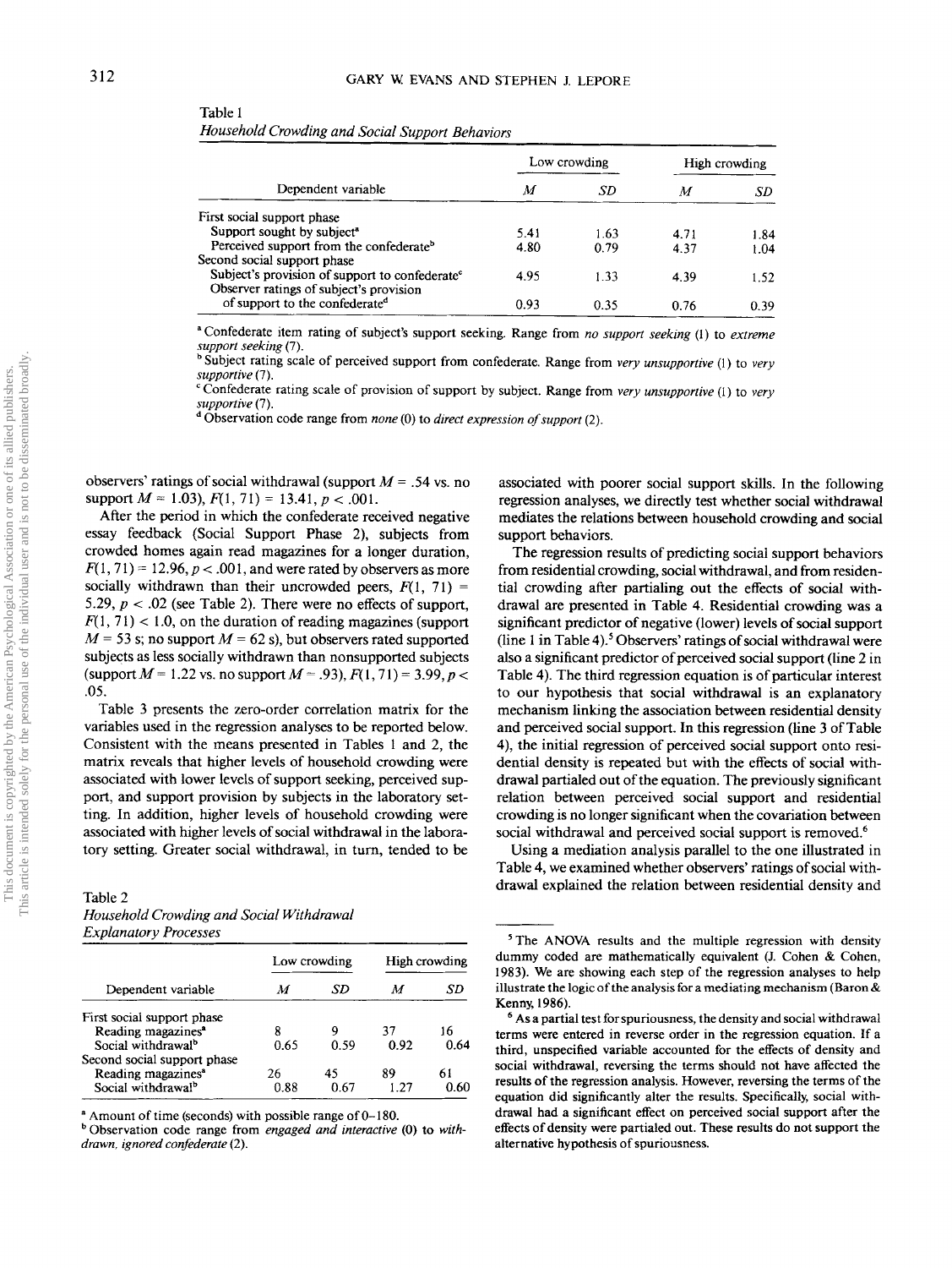Table 1
*Household Crowding and Social Support Behaviors*

| Dependent variable | Low crowding | | High crowding | |
|---|---|---|---|---|
| | *M* | *SD* | *M* | *SD* |
| First social support phase | | | | |
| Support sought by subject[a] | 5.41 | 1.63 | 4.71 | 1.84 |
| Perceived support from the confederate[b] | 4.80 | 0.79 | 4.37 | 1.04 |
| Second social support phase | | | | |
| Subject's provision of support to confederate[c] | 4.95 | 1.33 | 4.39 | 1.52 |
| Observer ratings of subject's provision of support to the confederate[d] | 0.93 | 0.35 | 0.76 | 0.39 |

[a] Confederate item rating of subject's support seeking. Range from *no support seeking* (1) to *extreme support seeking* (7).
[b] Subject rating scale of perceived support from confederate. Range from *very unsupportive* (1) to *very supportive* (7).
[c] Confederate rating scale of provision of support by subject. Range from *very unsupportive* (1) to *very supportive* (7).
[d] Observation code range from *none* (0) to *direct expression of support* (2).

observers' ratings of social withdrawal (support $M = .54$ vs. no support $M = 1.03$), $F(1, 71) = 13.41$, $p < .001$.

After the period in which the confederate received negative essay feedback (Social Support Phase 2), subjects from crowded homes again read magazines for a longer duration, $F(1, 71) = 12.96$, $p < .001$, and were rated by observers as more socially withdrawn than their uncrowded peers, $F(1, 71) = 5.29$, $p < .02$ (see Table 2). There were no effects of support, $F(1, 71) < 1.0$, on the duration of reading magazines (support $M = 53$ s; no support $M = 62$ s), but observers rated supported subjects as less socially withdrawn than nonsupported subjects (support $M = 1.22$ vs. no support $M = .93$), $F(1, 71) = 3.99$, $p < .05$.

Table 3 presents the zero-order correlation matrix for the variables used in the regression analyses to be reported below. Consistent with the means presented in Tables 1 and 2, the matrix reveals that higher levels of household crowding were associated with lower levels of support seeking, perceived support, and support provision by subjects in the laboratory setting. In addition, higher levels of household crowding were associated with higher levels of social withdrawal in the laboratory setting. Greater social withdrawal, in turn, tended to be associated with poorer social support skills. In the following regression analyses, we directly test whether social withdrawal mediates the relations between household crowding and social support behaviors.

The regression results of predicting social support behaviors from residential crowding, social withdrawal, and from residential crowding after partialing out the effects of social withdrawal are presented in Table 4. Residential crowding was a significant predictor of negative (lower) levels of social support (line 1 in Table 4).[5] Observers' ratings of social withdrawal were also a significant predictor of perceived social support (line 2 in Table 4). The third regression equation is of particular interest to our hypothesis that social withdrawal is an explanatory mechanism linking the association between residential density and perceived social support. In this regression (line 3 of Table 4), the initial regression of perceived social support onto residential density is repeated but with the effects of social withdrawal partialed out of the equation. The previously significant relation between perceived social support and residential crowding is no longer significant when the covariation between social withdrawal and perceived social support is removed.[6]

Using a mediation analysis parallel to the one illustrated in Table 4, we examined whether observers' ratings of social withdrawal explained the relation between residential density and

Table 2
*Household Crowding and Social Withdrawal Explanatory Processes*

| Dependent variable | Low crowding | | High crowding | |
|---|---|---|---|---|
| | *M* | *SD* | *M* | *SD* |
| First social support phase | | | | |
| Reading magazines[a] | 8 | 9 | 37 | 16 |
| Social withdrawal[b] | 0.65 | 0.59 | 0.92 | 0.64 |
| Second social support phase | | | | |
| Reading magazines[a] | 26 | 45 | 89 | 61 |
| Social withdrawal[b] | 0.88 | 0.67 | 1.27 | 0.60 |

[a] Amount of time (seconds) with possible range of 0–180.
[b] Observation code range from *engaged and interactive* (0) to *withdrawn, ignored confederate* (2).

[5] The ANOVA results and the multiple regression with density dummy coded are mathematically equivalent (J. Cohen & Cohen, 1983). We are showing each step of the regression analyses to help illustrate the logic of the analysis for a mediating mechanism (Baron & Kenny, 1986).

[6] As a partial test for spuriousness, the density and social withdrawal terms were entered in reverse order in the regression equation. If a third, unspecified variable accounted for the effects of density and social withdrawal, reversing the terms should not have affected the results of the regression analysis. However, reversing the terms of the equation did significantly alter the results. Specifically, social withdrawal had a significant effect on perceived social support after the effects of density were partialed out. These results do not support the alternative hypothesis of spuriousness.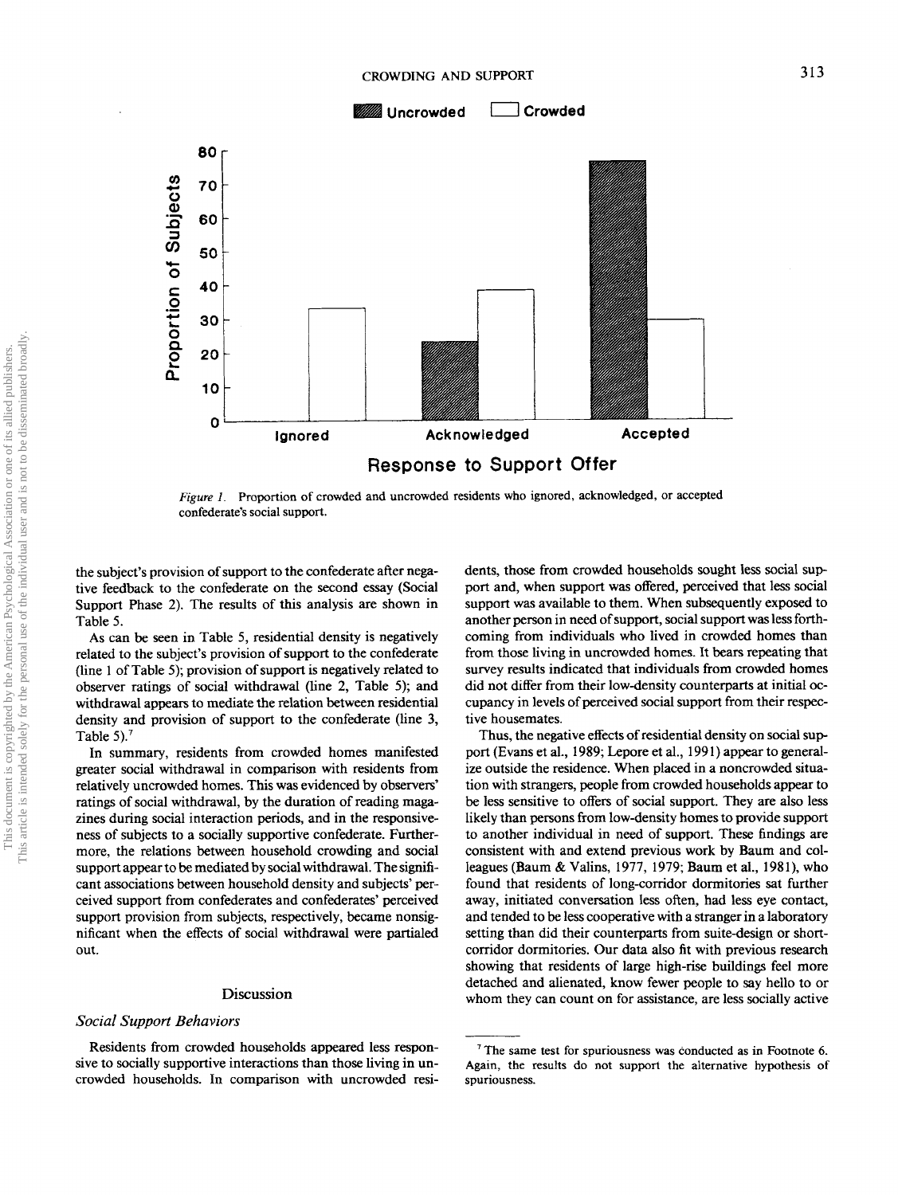Figure 1. Proportion of crowded and uncrowded residents who ignored, acknowledged, or accepted confederate's social support.

the subject's provision of support to the confederate after negative feedback to the confederate on the second essay (Social Support Phase 2). The results of this analysis are shown in Table 5.

As can be seen in Table 5, residential density is negatively related to the subject's provision of support to the confederate (line 1 of Table 5); provision of support is negatively related to observer ratings of social withdrawal (line 2, Table 5); and withdrawal appears to mediate the relation between residential density and provision of support to the confederate (line 3, Table 5).[7]

In summary, residents from crowded homes manifested greater social withdrawal in comparison with residents from relatively uncrowded homes. This was evidenced by observers' ratings of social withdrawal, by the duration of reading magazines during social interaction periods, and in the responsiveness of subjects to a socially supportive confederate. Furthermore, the relations between household crowding and social support appear to be mediated by social withdrawal. The significant associations between household density and subjects' perceived support from confederates and confederates' perceived support provision from subjects, respectively, became nonsignificant when the effects of social withdrawal were partialed out.

## Discussion

### *Social Support Behaviors*

Residents from crowded households appeared less responsive to socially supportive interactions than those living in uncrowded households. In comparison with uncrowded residents, those from crowded households sought less social support and, when support was offered, perceived that less social support was available to them. When subsequently exposed to another person in need of support, social support was less forthcoming from individuals who lived in crowded homes than from those living in uncrowded homes. It bears repeating that survey results indicated that individuals from crowded homes did not differ from their low-density counterparts at initial occupancy in levels of perceived social support from their respective housemates.

Thus, the negative effects of residential density on social support (Evans et al., 1989; Lepore et al., 1991) appear to generalize outside the residence. When placed in a noncrowded situation with strangers, people from crowded households appear to be less sensitive to offers of social support. They are also less likely than persons from low-density homes to provide support to another individual in need of support. These findings are consistent with and extend previous work by Baum and colleagues (Baum & Valins, 1977, 1979; Baum et al., 1981), who found that residents of long-corridor dormitories sat further away, initiated conversation less often, had less eye contact, and tended to be less cooperative with a stranger in a laboratory setting than did their counterparts from suite-design or short-corridor dormitories. Our data also fit with previous research showing that residents of large high-rise buildings feel more detached and alienated, know fewer people to say hello to or whom they can count on for assistance, are less socially active

[7] The same test for spuriousness was conducted as in Footnote 6. Again, the results do not support the alternative hypothesis of spuriousness.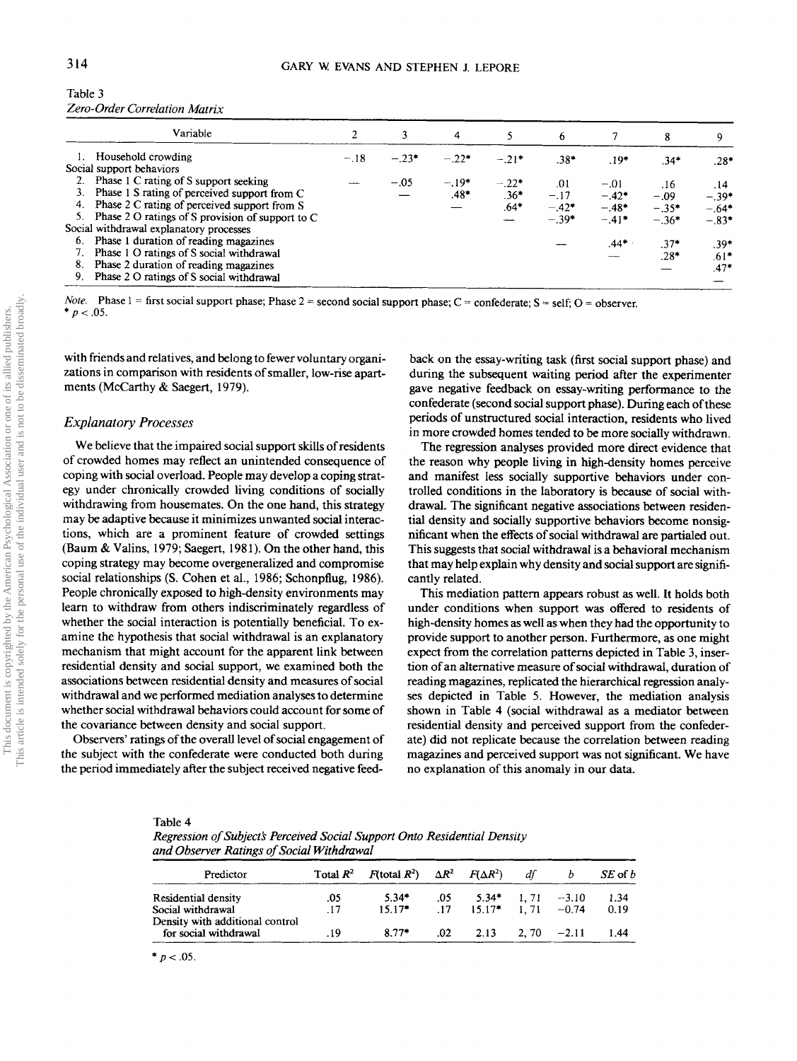Table 3
*Zero-Order Correlation Matrix*

| Variable | 2 | 3 | 4 | 5 | 6 | 7 | 8 | 9 |
|---|---|---|---|---|---|---|---|---|
| 1. Household crowding | −.18 | −.23* | −.22* | −.21* | .38* | .19* | .34* | .28* |
| Social support behaviors | | | | | | | | |
| 2. Phase 1 C rating of S support seeking | — | −.05 | −.19* | −.22* | .01 | −.01 | .16 | .14 |
| 3. Phase 1 S rating of perceived support from C | | — | .48* | .36* | −.17 | −.42* | −.09 | −.39* |
| 4. Phase 2 C rating of perceived support from S | | | — | .64* | −.42* | −.48* | −.35* | −.64* |
| 5. Phase 2 O ratings of S provision of support to C | | | | — | −.39* | −.41* | −.36* | −.83* |
| Social withdrawal explanatory processes | | | | | | | | |
| 6. Phase 1 duration of reading magazines | | | | | — | .44* | .37* | .39* |
| 7. Phase 1 O ratings of S social withdrawal | | | | | | — | .28* | .61* |
| 8. Phase 2 duration of reading magazines | | | | | | | — | .47* |
| 9. Phase 2 O ratings of S social withdrawal | | | | | | | | — |

*Note.* Phase 1 = first social support phase; Phase 2 = second social support phase; C = confederate; S = self; O = observer.
* $p < .05$.

with friends and relatives, and belong to fewer voluntary organizations in comparison with residents of smaller, low-rise apartments (McCarthy & Saegert, 1979).

### *Explanatory Processes*

We believe that the impaired social support skills of residents of crowded homes may reflect an unintended consequence of coping with social overload. People may develop a coping strategy under chronically crowded living conditions of socially withdrawing from housemates. On the one hand, this strategy may be adaptive because it minimizes unwanted social interactions, which are a prominent feature of crowded settings (Baum & Valins, 1979; Saegert, 1981). On the other hand, this coping strategy may become overgeneralized and compromise social relationships (S. Cohen et al., 1986; Schonpflug, 1986). People chronically exposed to high-density environments may learn to withdraw from others indiscriminately regardless of whether the social interaction is potentially beneficial. To examine the hypothesis that social withdrawal is an explanatory mechanism that might account for the apparent link between residential density and social support, we examined both the associations between residential density and measures of social withdrawal and we performed mediation analyses to determine whether social withdrawal behaviors could account for some of the covariance between density and social support.

Observers' ratings of the overall level of social engagement of the subject with the confederate were conducted both during the period immediately after the subject received negative feedback on the essay-writing task (first social support phase) and during the subsequent waiting period after the experimenter gave negative feedback on essay-writing performance to the confederate (second social support phase). During each of these periods of unstructured social interaction, residents who lived in more crowded homes tended to be more socially withdrawn.

The regression analyses provided more direct evidence that the reason why people living in high-density homes perceive and manifest less socially supportive behaviors under controlled conditions in the laboratory is because of social withdrawal. The significant negative associations between residential density and socially supportive behaviors become nonsignificant when the effects of social withdrawal are partialed out. This suggests that social withdrawal is a behavioral mechanism that may help explain why density and social support are significantly related.

This mediation pattern appears robust as well. It holds both under conditions when support was offered to residents of high-density homes as well as when they had the opportunity to provide support to another person. Furthermore, as one might expect from the correlation patterns depicted in Table 3, insertion of an alternative measure of social withdrawal, duration of reading magazines, replicated the hierarchical regression analyses depicted in Table 5. However, the mediation analysis shown in Table 4 (social withdrawal as a mediator between residential density and perceived support from the confederate) did not replicate because the correlation between reading magazines and perceived support was not significant. We have no explanation of this anomaly in our data.

Table 4
*Regression of Subject's Perceived Social Support Onto Residential Density and Observer Ratings of Social Withdrawal*

| Predictor | Total $R^2$ | $F$(total $R^2$) | $\Delta R^2$ | $F(\Delta R^2)$ | *df* | *b* | *SE* of *b* |
|---|---|---|---|---|---|---|---|
| Residential density | .05 | 5.34* | .05 | 5.34* | 1, 71 | −3.10 | 1.34 |
| Social withdrawal | .17 | 15.17* | .17 | 15.17* | 1, 71 | −0.74 | 0.19 |
| Density with additional control for social withdrawal | .19 | 8.77* | .02 | 2.13 | 2, 70 | −2.11 | 1.44 |

* $p < .05$.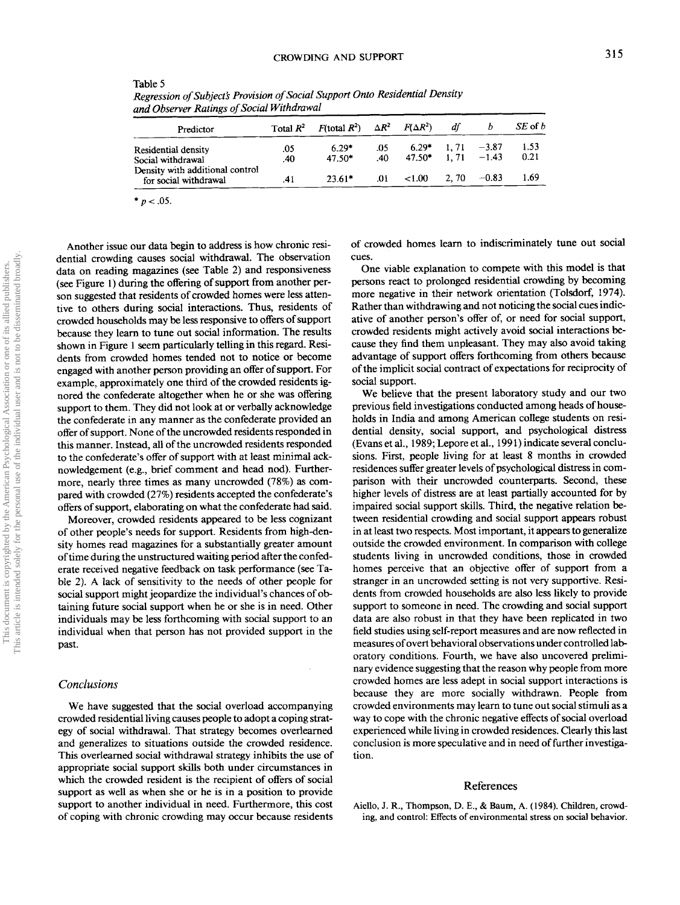Table 5
*Regression of Subject's Provision of Social Support Onto Residential Density and Observer Ratings of Social Withdrawal*

| Predictor | Total $R^2$ | $F$(total $R^2$) | $\Delta R^2$ | $F(\Delta R^2)$ | $df$ | $b$ | $SE$ of $b$ |
|---|---|---|---|---|---|---|---|
| Residential density | .05 | 6.29* | .05 | 6.29* | 1, 71 | −3.87 | 1.53 |
| Social withdrawal | .40 | 47.50* | .40 | 47.50* | 1, 71 | −1.43 | 0.21 |
| Density with additional control for social withdrawal | .41 | 23.61* | .01 | <1.00 | 2, 70 | −0.83 | 1.69 |

* $p < .05$.

Another issue our data begin to address is how chronic residential crowding causes social withdrawal. The observation data on reading magazines (see Table 2) and responsiveness (see Figure 1) during the offering of support from another person suggested that residents of crowded homes were less attentive to others during social interactions. Thus, residents of crowded households may be less responsive to offers of support because they learn to tune out social information. The results shown in Figure 1 seem particularly telling in this regard. Residents from crowded homes tended not to notice or become engaged with another person providing an offer of support. For example, approximately one third of the crowded residents ignored the confederate altogether when he or she was offering support to them. They did not look at or verbally acknowledge the confederate in any manner as the confederate provided an offer of support. None of the uncrowded residents responded in this manner. Instead, all of the uncrowded residents responded to the confederate's offer of support with at least minimal acknowledgement (e.g., brief comment and head nod). Furthermore, nearly three times as many uncrowded (78%) as compared with crowded (27%) residents accepted the confederate's offers of support, elaborating on what the confederate had said.

Moreover, crowded residents appeared to be less cognizant of other people's needs for support. Residents from high-density homes read magazines for a substantially greater amount of time during the unstructured waiting period after the confederate received negative feedback on task performance (see Table 2). A lack of sensitivity to the needs of other people for social support might jeopardize the individual's chances of obtaining future social support when he or she is in need. Other individuals may be less forthcoming with social support to an individual when that person has not provided support in the past.

## Conclusions

We have suggested that the social overload accompanying crowded residential living causes people to adopt a coping strategy of social withdrawal. That strategy becomes overlearned and generalizes to situations outside the crowded residence. This overlearned social withdrawal strategy inhibits the use of appropriate social support skills both under circumstances in which the crowded resident is the recipient of offers of social support as well as when she or he is in a position to provide support to another individual in need. Furthermore, this cost of coping with chronic crowding may occur because residents of crowded homes learn to indiscriminately tune out social cues.

One viable explanation to compete with this model is that persons react to prolonged residential crowding by becoming more negative in their network orientation (Tolsdorf, 1974). Rather than withdrawing and not noticing the social cues indicative of another person's offer of, or need for social support, crowded residents might actively avoid social interactions because they find them unpleasant. They may also avoid taking advantage of support offers forthcoming from others because of the implicit social contract of expectations for reciprocity of social support.

We believe that the present laboratory study and our two previous field investigations conducted among heads of households in India and among American college students on residential density, social support, and psychological distress (Evans et al., 1989; Lepore et al., 1991) indicate several conclusions. First, people living for at least 8 months in crowded residences suffer greater levels of psychological distress in comparison with their uncrowded counterparts. Second, these higher levels of distress are at least partially accounted for by impaired social support skills. Third, the negative relation between residential crowding and social support appears robust in at least two respects. Most important, it appears to generalize outside the crowded environment. In comparison with college students living in uncrowded conditions, those in crowded homes perceive that an objective offer of support from a stranger in an uncrowded setting is not very supportive. Residents from crowded households are also less likely to provide support to someone in need. The crowding and social support data are also robust in that they have been replicated in two field studies using self-report measures and are now reflected in measures of overt behavioral observations under controlled laboratory conditions. Fourth, we have also uncovered preliminary evidence suggesting that the reason why people from more crowded homes are less adept in social support interactions is because they are more socially withdrawn. People from crowded environments may learn to tune out social stimuli as a way to cope with the chronic negative effects of social overload experienced while living in crowded residences. Clearly this last conclusion is more speculative and in need of further investigation.

## References

Aiello, J. R., Thompson, D. E., & Baum, A. (1984). Children, crowding, and control: Effects of environmental stress on social behavior.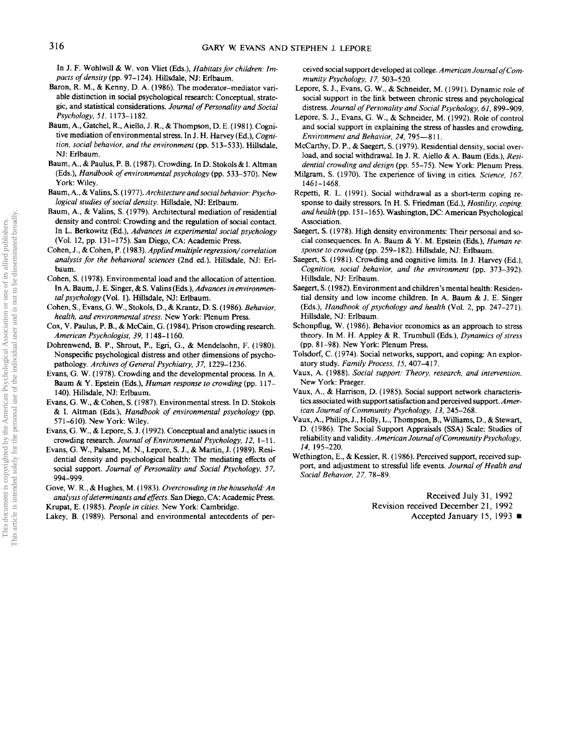In J. F. Wohlwill & W. von Vliet (Eds.), *Habitats for children: Impacts of density* (pp. 97–124). Hillsdale, NJ: Erlbaum.

Baron, R. M., & Kenny, D. A. (1986). The moderator–mediator variable distinction in social psychological research: Conceptual, strategic, and statistical considerations. *Journal of Personality and Social Psychology, 51,* 1173–1182.

Baum, A., Gatchel, R., Aiello, J. R., & Thompson, D. E. (1981). Cognitive mediation of environmental stress. In J. H. Harvey (Ed.), *Cognition, social behavior, and the environment* (pp. 513–533). Hillsdale, NJ: Erlbaum.

Baum, A., & Paulus, P. B. (1987). Crowding. In D. Stokols & I. Altman (Eds.), *Handbook of environmental psychology* (pp. 533–570). New York: Wiley.

Baum, A., & Valins, S. (1977). *Architecture and social behavior: Psychological studies of social density.* Hillsdale, NJ: Erlbaum.

Baum, A., & Valins, S. (1979). Architectural mediation of residential density and control: Crowding and the regulation of social contact. In L. Berkowitz (Ed.), *Advances in experimental social psychology* (Vol. 12, pp. 131–175). San Diego, CA: Academic Press.

Cohen, J., & Cohen, P. (1983). *Applied multiple regression/correlation analysis for the behavioral sciences* (2nd ed.). Hillsdale, NJ: Erlbaum.

Cohen, S. (1978). Environmental load and the allocation of attention. In A. Baum, J. E. Singer, & S. Valins (Eds.), *Advances in environmental psychology* (Vol. 1). Hillsdale, NJ: Erlbaum.

Cohen, S., Evans, G. W., Stokols, D., & Krantz, D. S. (1986). *Behavior, health, and environmental stress.* New York: Plenum Press.

Cox, V. Paulus, P. B., & McCain, G. (1984). Prison crowding research. *American Psychologist, 39,* 1148–1160.

Dohrenwend, B. P., Shrout, P., Egri, G., & Mendelsohn, F. (1980). Nonspecific psychological distress and other dimensions of psychopathology. *Archives of General Psychiatry, 37,* 1229–1236.

Evans, G. W. (1978). Crowding and the developmental process. In A. Baum & Y. Epstein (Eds.), *Human response to crowding* (pp. 117–140). Hillsdale, NJ: Erlbaum.

Evans, G. W., & Cohen, S. (1987). Environmental stress. In D. Stokols & I. Altman (Eds.), *Handbook of environmental psychology* (pp. 571–610). New York: Wiley.

Evans, G. W., & Lepore, S. J. (1992). Conceptual and analytic issues in crowding research. *Journal of Environmental Psychology, 12,* 1–11.

Evans, G. W., Palsane, M. N., Lepore, S. J., & Martin, J. (1989). Residential density and psychological health: The mediating effects of social support. *Journal of Personality and Social Psychology, 57,* 994–999.

Gove, W. R., & Hughes, M. (1983). *Overcrowding in the household: An analysis of determinants and effects.* San Diego, CA: Academic Press.

Krupat, E. (1985). *People in cities.* New York: Cambridge.

Lakey, B. (1989). Personal and environmental antecedents of perceived social support developed at college. *American Journal of Community Psychology, 17,* 503–520.

Lepore, S. J., Evans, G. W., & Schneider, M. (1991). Dynamic role of social support in the link between chronic stress and psychological distress. *Journal of Personality and Social Psychology, 61,* 899–909.

Lepore, S. J., Evans, G. W., & Schneider, M. (1992). Role of control and social support in explaining the stress of hassles and crowding. *Environment and Behavior, 24,* 795—811.

McCarthy, D. P., & Saegert, S. (1979). Residential density, social overload, and social withdrawal. In J. R. Aiello & A. Baum (Eds.), *Residential crowding and design* (pp. 55–75). New York: Plenum Press.

Milgram, S. (1970). The experience of living in cities. *Science, 167,* 1461–1468.

Repetti, R. L. (1991). Social withdrawal as a short-term coping response to daily stressors. In H. S. Friedman (Ed.), *Hostility, coping, and health* (pp. 151–165). Washington, DC: American Psychological Association.

Saegert, S. (1978). High density environments: Their personal and social consequences. In A. Baum & Y. M. Epstein (Eds.), *Human response to crowding* (pp. 259–182). Hillsdale, NJ: Erlbaum.

Saegert, S. (1981). Crowding and cognitive limits. In J. Harvey (Ed.), *Cognition, social behavior, and the environment* (pp. 373–392). Hillsdale, NJ: Erlbaum.

Saegert, S. (1982). Environment and children's mental health: Residential density and low income children. In A. Baum & J. E. Singer (Eds.), *Handbook of psychology and health* (Vol. 2, pp. 247–271). Hillsdale, NJ: Erlbaum.

Schonpflug, W. (1986). Behavior economics as an approach to stress theory. In M. H. Appley & R. Trumbull (Eds.), *Dynamics of stress* (pp. 81–98). New York: Plenum Press.

Tolsdorf, C. (1974). Social networks, support, and coping: An exploratory study. *Family Process, 15,* 407–417.

Vaux, A. (1988). *Social support: Theory, research, and intervention.* New York: Praeger.

Vaux, A., & Harrison, D. (1985). Social support network characteristics associated with support satisfaction and perceived support. *American Journal of Community Psychology, 13,* 245–268.

Vaux, A., Philips, J., Holly, L., Thompson, B., Williams, D., & Stewart, D. (1986). The Social Support Appraisals (SSA) Scale: Studies of reliability and validity. *American Journal of Community Psychology, 14,* 195–220.

Wethington, E., & Kessler, R. (1986). Perceived support, received support, and adjustment to stressful life events. *Journal of Health and Social Behavior, 27,* 78–89.

Received July 31, 1992
Revision received December 21, 1992
Accepted January 15, 1993 ■